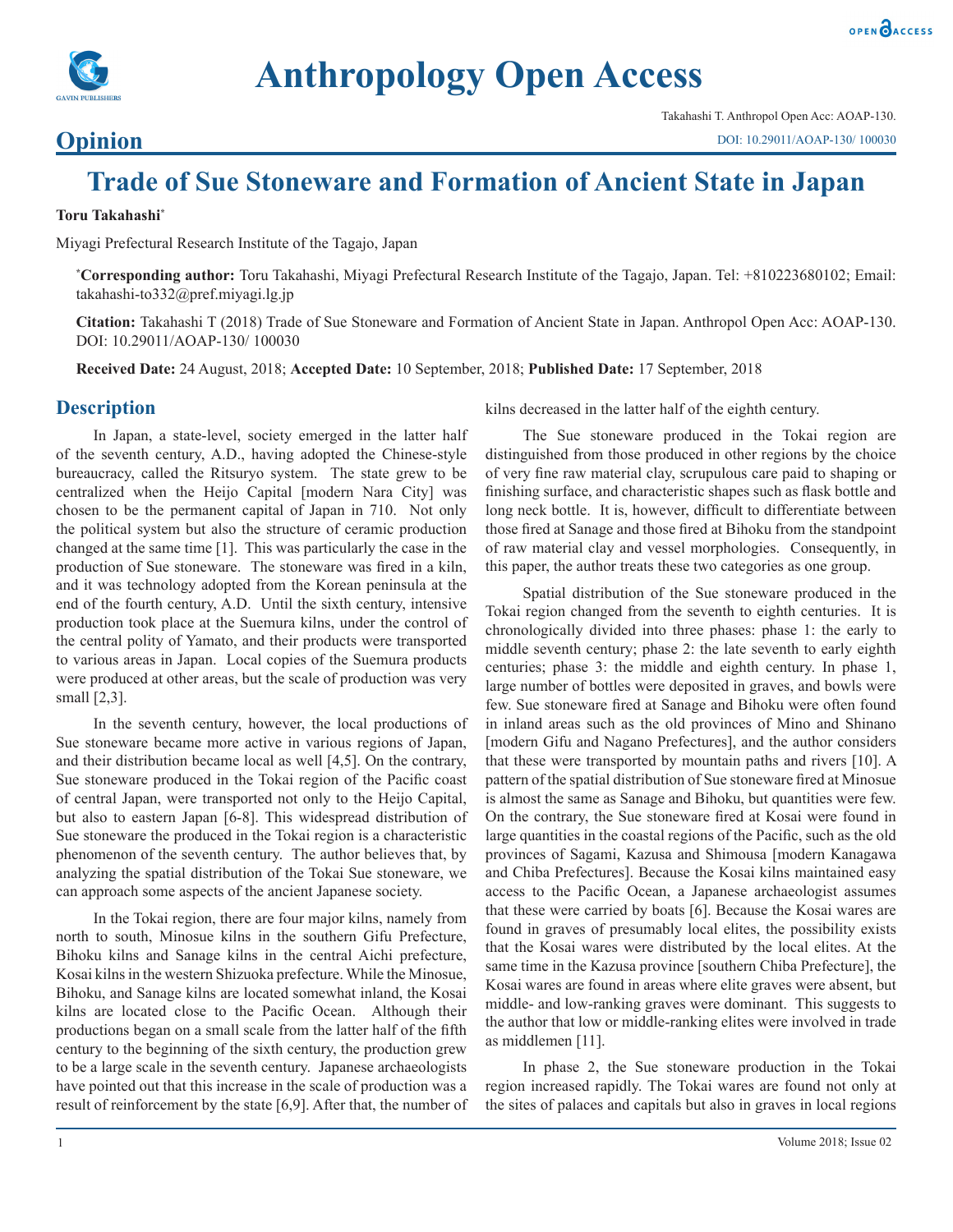# Trade of Sue Stoneware and Formation of Ancient State in Japan

**Opinion**

**Toru Takahashi***

Miyagi Prefectural Research Institute of the Tagajo, Japan

***Corresponding author:** Toru Takahashi, Miyagi Prefectural Research Institute of the Tagajo, Japan. Tel: +810223680102; Email: takahashi-to332@pref.miyagi.lg.jp

**Citation:** Takahashi T (2018) Trade of Sue Stoneware and Formation of Ancient State in Japan. Anthropol Open Acc: AOAP-130. DOI: 10.29011/AOAP-130/ 100030

**Received Date:** 24 August, 2018; **Accepted Date:** 10 September, 2018; **Published Date:** 17 September, 2018

## Description

In Japan, a state-level, society emerged in the latter half of the seventh century, A.D., having adopted the Chinese-style bureaucracy, called the Ritsuryo system. The state grew to be centralized when the Heijo Capital [modern Nara City] was chosen to be the permanent capital of Japan in 710. Not only the political system but also the structure of ceramic production changed at the same time [1]. This was particularly the case in the production of Sue stoneware. The stoneware was fired in a kiln, and it was technology adopted from the Korean peninsula at the end of the fourth century, A.D. Until the sixth century, intensive production took place at the Suemura kilns, under the control of the central polity of Yamato, and their products were transported to various areas in Japan. Local copies of the Suemura products were produced at other areas, but the scale of production was very small [2,3].

In the seventh century, however, the local productions of Sue stoneware became more active in various regions of Japan, and their distribution became local as well [4,5]. On the contrary, Sue stoneware produced in the Tokai region of the Pacific coast of central Japan, were transported not only to the Heijo Capital, but also to eastern Japan [6-8]. This widespread distribution of Sue stoneware the produced in the Tokai region is a characteristic phenomenon of the seventh century. The author believes that, by analyzing the spatial distribution of the Tokai Sue stoneware, we can approach some aspects of the ancient Japanese society.

In the Tokai region, there are four major kilns, namely from north to south, Minosue kilns in the southern Gifu Prefecture, Bihoku kilns and Sanage kilns in the central Aichi prefecture, Kosai kilns in the western Shizuoka prefecture. While the Minosue, Bihoku, and Sanage kilns are located somewhat inland, the Kosai kilns are located close to the Pacific Ocean. Although their productions began on a small scale from the latter half of the fifth century to the beginning of the sixth century, the production grew to be a large scale in the seventh century. Japanese archaeologists have pointed out that this increase in the scale of production was a result of reinforcement by the state [6,9]. After that, the number of kilns decreased in the latter half of the eighth century.

The Sue stoneware produced in the Tokai region are distinguished from those produced in other regions by the choice of very fine raw material clay, scrupulous care paid to shaping or finishing surface, and characteristic shapes such as flask bottle and long neck bottle. It is, however, difficult to differentiate between those fired at Sanage and those fired at Bihoku from the standpoint of raw material clay and vessel morphologies. Consequently, in this paper, the author treats these two categories as one group.

Spatial distribution of the Sue stoneware produced in the Tokai region changed from the seventh to eighth centuries. It is chronologically divided into three phases: phase 1: the early to middle seventh century; phase 2: the late seventh to early eighth centuries; phase 3: the middle and eighth century. In phase 1, large number of bottles were deposited in graves, and bowls were few. Sue stoneware fired at Sanage and Bihoku were often found in inland areas such as the old provinces of Mino and Shinano [modern Gifu and Nagano Prefectures], and the author considers that these were transported by mountain paths and rivers [10]. A pattern of the spatial distribution of Sue stoneware fired at Minosue is almost the same as Sanage and Bihoku, but quantities were few. On the contrary, the Sue stoneware fired at Kosai were found in large quantities in the coastal regions of the Pacific, such as the old provinces of Sagami, Kazusa and Shimousa [modern Kanagawa and Chiba Prefectures]. Because the Kosai kilns maintained easy access to the Pacific Ocean, a Japanese archaeologist assumes that these were carried by boats [6]. Because the Kosai wares are found in graves of presumably local elites, the possibility exists that the Kosai wares were distributed by the local elites. At the same time in the Kazusa province [southern Chiba Prefecture], the Kosai wares are found in areas where elite graves were absent, but middle- and low-ranking graves were dominant. This suggests to the author that low or middle-ranking elites were involved in trade as middlemen [11].

In phase 2, the Sue stoneware production in the Tokai region increased rapidly. The Tokai wares are found not only at the sites of palaces and capitals but also in graves in local regions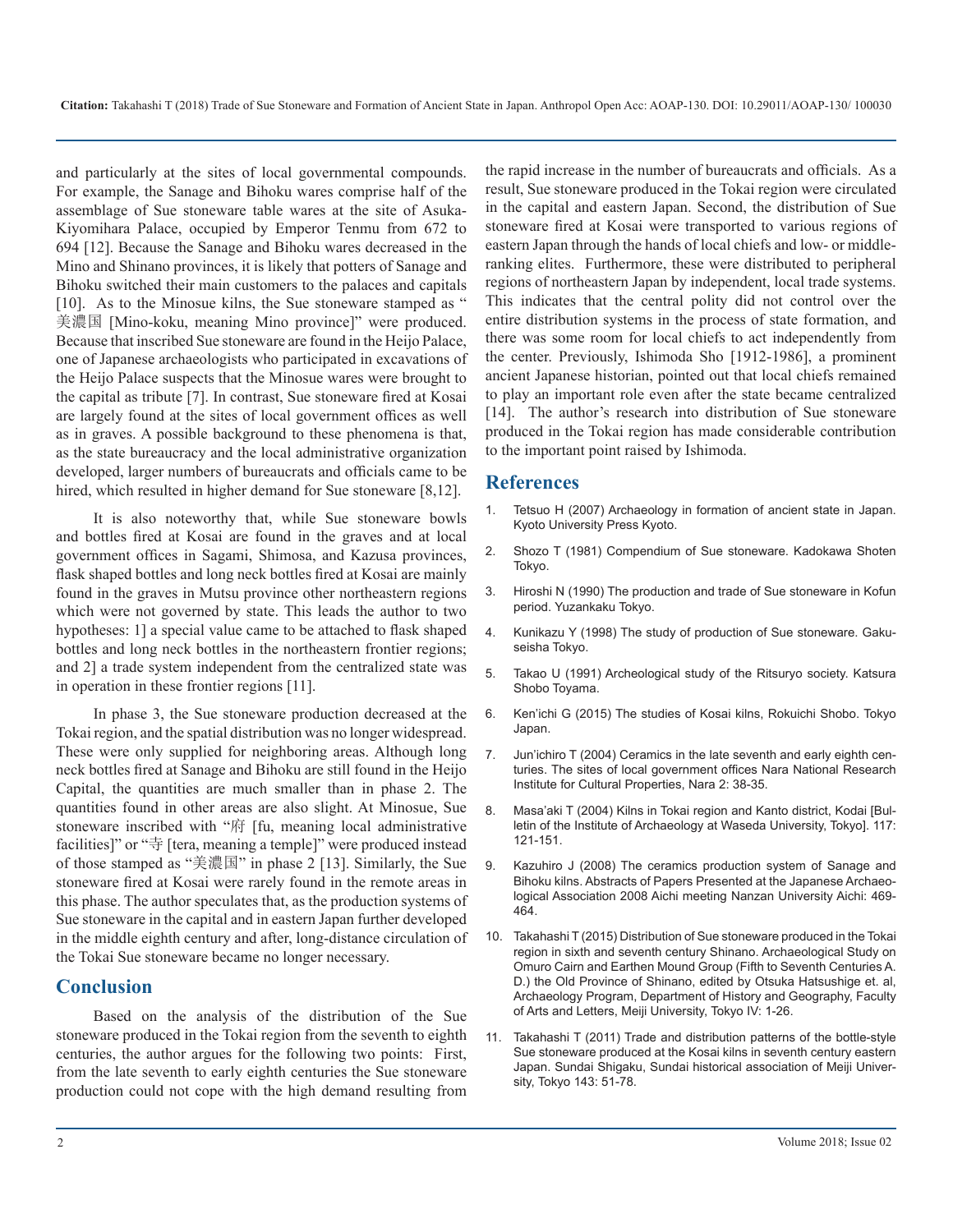and particularly at the sites of local governmental compounds. For example, the Sanage and Bihoku wares comprise half of the assemblage of Sue stoneware table wares at the site of Asuka-Kiyomihara Palace, occupied by Emperor Tenmu from 672 to 694 [12]. Because the Sanage and Bihoku wares decreased in the Mino and Shinano provinces, it is likely that potters of Sanage and Bihoku switched their main customers to the palaces and capitals [10]. As to the Minosue kilns, the Sue stoneware stamped as "美濃国 [Mino-koku, meaning Mino province]" were produced. Because that inscribed Sue stoneware are found in the Heijo Palace, one of Japanese archaeologists who participated in excavations of the Heijo Palace suspects that the Minosue wares were brought to the capital as tribute [7]. In contrast, Sue stoneware fired at Kosai are largely found at the sites of local government offices as well as in graves. A possible background to these phenomena is that, as the state bureaucracy and the local administrative organization developed, larger numbers of bureaucrats and officials came to be hired, which resulted in higher demand for Sue stoneware [8,12].

It is also noteworthy that, while Sue stoneware bowls and bottles fired at Kosai are found in the graves and at local government offices in Sagami, Shimosa, and Kazusa provinces, flask shaped bottles and long neck bottles fired at Kosai are mainly found in the graves in Mutsu province other northeastern regions which were not governed by state. This leads the author to two hypotheses: 1] a special value came to be attached to flask shaped bottles and long neck bottles in the northeastern frontier regions; and 2] a trade system independent from the centralized state was in operation in these frontier regions [11].

In phase 3, the Sue stoneware production decreased at the Tokai region, and the spatial distribution was no longer widespread. These were only supplied for neighboring areas. Although long neck bottles fired at Sanage and Bihoku are still found in the Heijo Capital, the quantities are much smaller than in phase 2. The quantities found in other areas are also slight. At Minosue, Sue stoneware inscribed with "府 [fu, meaning local administrative facilities]" or "寺 [tera, meaning a temple]" were produced instead of those stamped as "美濃国" in phase 2 [13]. Similarly, the Sue stoneware fired at Kosai were rarely found in the remote areas in this phase. The author speculates that, as the production systems of Sue stoneware in the capital and in eastern Japan further developed in the middle eighth century and after, long-distance circulation of the Tokai Sue stoneware became no longer necessary.

## Conclusion

Based on the analysis of the distribution of the Sue stoneware produced in the Tokai region from the seventh to eighth centuries, the author argues for the following two points: First, from the late seventh to early eighth centuries the Sue stoneware production could not cope with the high demand resulting from the rapid increase in the number of bureaucrats and officials. As a result, Sue stoneware produced in the Tokai region were circulated in the capital and eastern Japan. Second, the distribution of Sue stoneware fired at Kosai were transported to various regions of eastern Japan through the hands of local chiefs and low- or middle-ranking elites. Furthermore, these were distributed to peripheral regions of northeastern Japan by independent, local trade systems. This indicates that the central polity did not control over the entire distribution systems in the process of state formation, and there was some room for local chiefs to act independently from the center. Previously, Ishimoda Sho [1912-1986], a prominent ancient Japanese historian, pointed out that local chiefs remained to play an important role even after the state became centralized [14]. The author's research into distribution of Sue stoneware produced in the Tokai region has made considerable contribution to the important point raised by Ishimoda.

## References

1. Tetsuo H (2007) Archaeology in formation of ancient state in Japan. Kyoto University Press Kyoto.
2. Shozo T (1981) Compendium of Sue stoneware. Kadokawa Shoten Tokyo.
3. Hiroshi N (1990) The production and trade of Sue stoneware in Kofun period. Yuzankaku Tokyo.
4. Kunikazu Y (1998) The study of production of Sue stoneware. Gakuseisha Tokyo.
5. Takao U (1991) Archeological study of the Ritsuryo society. Katsura Shobo Toyama.
6. Ken'ichi G (2015) The studies of Kosai kilns, Rokuichi Shobo. Tokyo Japan.
7. Jun'ichiro T (2004) Ceramics in the late seventh and early eighth centuries. The sites of local government offices Nara National Research Institute for Cultural Properties, Nara 2: 38-35.
8. Masa'aki T (2004) Kilns in Tokai region and Kanto district, Kodai [Bulletin of the Institute of Archaeology at Waseda University, Tokyo]. 117: 121-151.
9. Kazuhiro J (2008) The ceramics production system of Sanage and Bihoku kilns. Abstracts of Papers Presented at the Japanese Archaeological Association 2008 Aichi meeting Nanzan University Aichi: 469-464.
10. Takahashi T (2015) Distribution of Sue stoneware produced in the Tokai region in sixth and seventh century Shinano. Archaeological Study on Omuro Cairn and Earthen Mound Group (Fifth to Seventh Centuries A. D.) the Old Province of Shinano, edited by Otsuka Hatsushige et. al, Archaeology Program, Department of History and Geography, Faculty of Arts and Letters, Meiji University, Tokyo IV: 1-26.
11. Takahashi T (2011) Trade and distribution patterns of the bottle-style Sue stoneware produced at the Kosai kilns in seventh century eastern Japan. Sundai Shigaku, Sundai historical association of Meiji University, Tokyo 143: 51-78.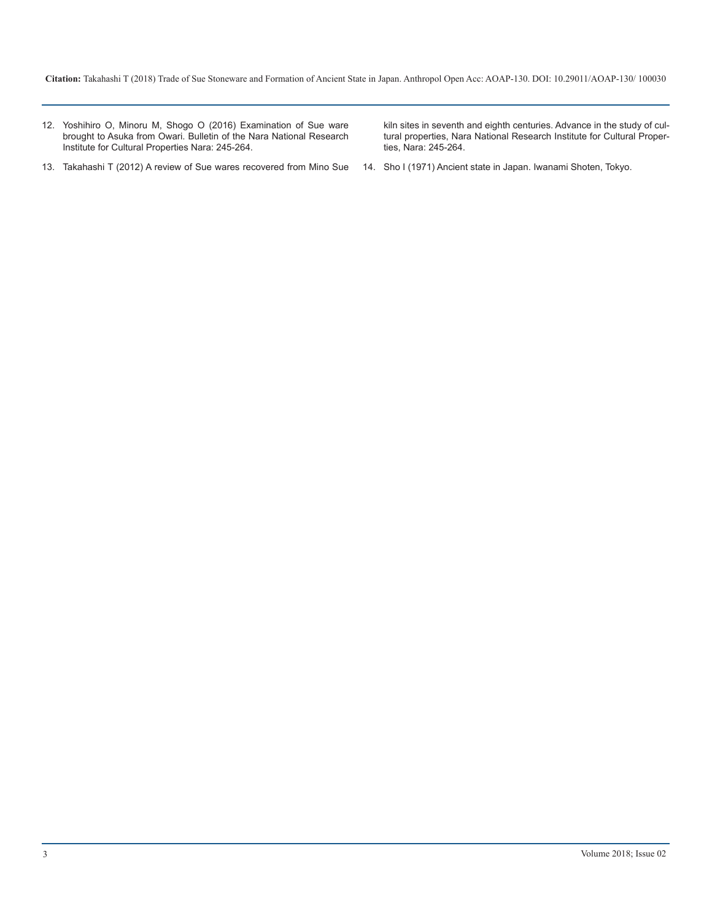12. Yoshihiro O, Minoru M, Shogo O (2016) Examination of Sue ware brought to Asuka from Owari. Bulletin of the Nara National Research Institute for Cultural Properties Nara: 245-264.
13. Takahashi T (2012) A review of Sue wares recovered from Mino Sue kiln sites in seventh and eighth centuries. Advance in the study of cultural properties, Nara National Research Institute for Cultural Properties, Nara: 245-264.
14. Sho I (1971) Ancient state in Japan. Iwanami Shoten, Tokyo.